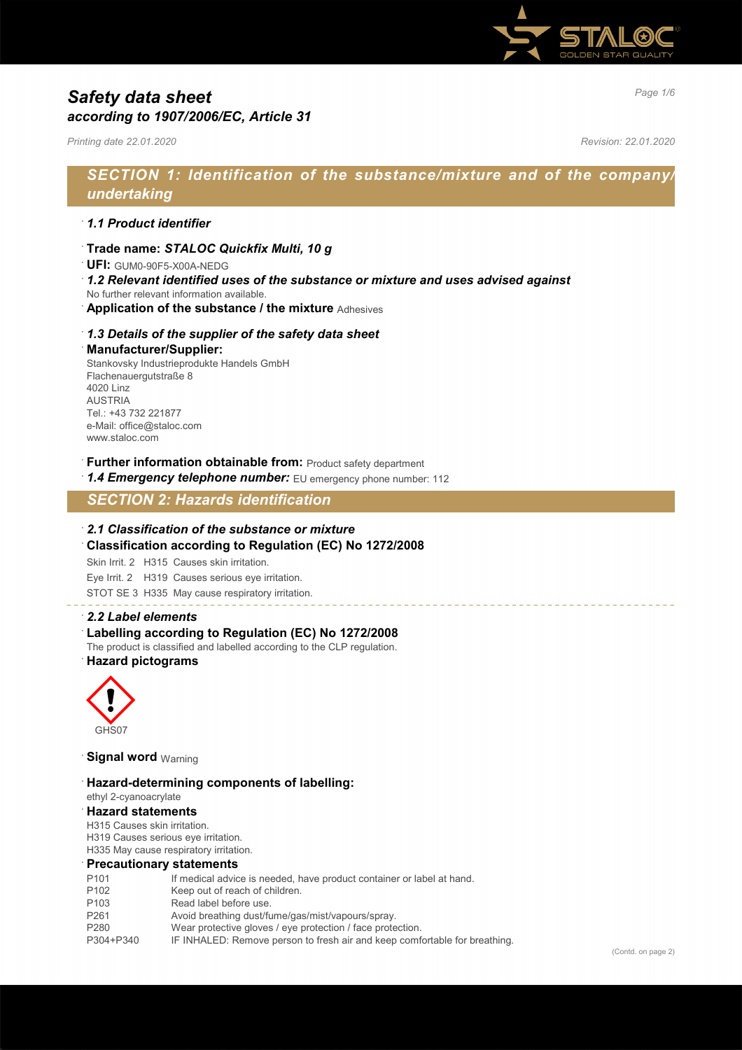# Safety data sheet
## according to 1907/2006/EC, Article 31

*Printing date 22.01.2020* *Revision: 22.01.2020*

## SECTION 1: Identification of the substance/mixture and of the company/undertaking

### 1.1 Product identifier

- **Trade name: *STALOC Quickfix Multi, 10 g***
- **UFI:** GUM0-90F5-X00A-NEDG

### 1.2 Relevant identified uses of the substance or mixture and uses advised against

No further relevant information available.

- **Application of the substance / the mixture** Adhesives

### 1.3 Details of the supplier of the safety data sheet

- **Manufacturer/Supplier:**

Stankovsky Industrieprodukte Handels GmbH
Flachenauergutstraße 8
4020 Linz
AUSTRIA
Tel.: +43 732 221877
e-Mail: office@staloc.com
www.staloc.com

- **Further information obtainable from:** Product safety department
- ***1.4 Emergency telephone number:*** EU emergency phone number: 112

## SECTION 2: Hazards identification

### 2.1 Classification of the substance or mixture

- **Classification according to Regulation (EC) No 1272/2008**

Skin Irrit. 2 H315 Causes skin irritation.
Eye Irrit. 2 H319 Causes serious eye irritation.
STOT SE 3 H335 May cause respiratory irritation.

### 2.2 Label elements

- **Labelling according to Regulation (EC) No 1272/2008**

The product is classified and labelled according to the CLP regulation.

- **Hazard pictograms**

GHS07

- **Signal word** Warning
- **Hazard-determining components of labelling:**

ethyl 2-cyanoacrylate

- **Hazard statements**

H315 Causes skin irritation.
H319 Causes serious eye irritation.
H335 May cause respiratory irritation.

- **Precautionary statements**

| | |
|---|---|
| P101 | If medical advice is needed, have product container or label at hand. |
| P102 | Keep out of reach of children. |
| P103 | Read label before use. |
| P261 | Avoid breathing dust/fume/gas/mist/vapours/spray. |
| P280 | Wear protective gloves / eye protection / face protection. |
| P304+P340 | IF INHALED: Remove person to fresh air and keep comfortable for breathing. |

(Contd. on page 2)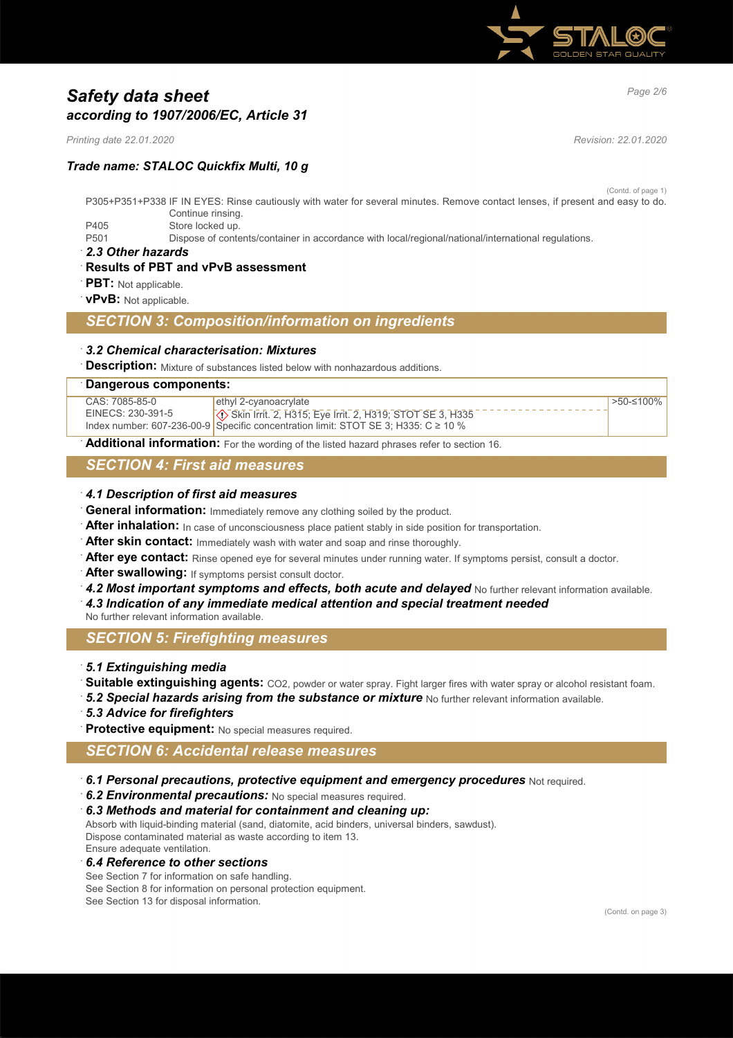(Contd. of page 1)

P305+P351+P338 IF IN EYES: Rinse cautiously with water for several minutes. Remove contact lenses, if present and easy to do. Continue rinsing.

P405 Store locked up.

P501 Dispose of contents/container in accordance with local/regional/national/international regulations.

### *2.3 Other hazards*

**Results of PBT and vPvB assessment**

**PBT:** Not applicable.

**vPvB:** Not applicable.

## *SECTION 3: Composition/information on ingredients*

### *3.2 Chemical characterisation: Mixtures*

**Description:** Mixture of substances listed below with nonhazardous additions.

| **Dangerous components:** | | |
|---|---|---|
| CAS: 7085-85-0<br>EINECS: 230-391-5<br>Index number: 607-236-00-9 | ethyl 2-cyanoacrylate<br>Skin Irrit. 2, H315; Eye Irrit. 2, H319; STOT SE 3, H335<br>Specific concentration limit: STOT SE 3; H335: C ≥ 10 % | >50-≤100% |

**Additional information:** For the wording of the listed hazard phrases refer to section 16.

## *SECTION 4: First aid measures*

### *4.1 Description of first aid measures*

**General information:** Immediately remove any clothing soiled by the product.

**After inhalation:** In case of unconsciousness place patient stably in side position for transportation.

**After skin contact:** Immediately wash with water and soap and rinse thoroughly.

**After eye contact:** Rinse opened eye for several minutes under running water. If symptoms persist, consult a doctor.

**After swallowing:** If symptoms persist consult doctor.

***4.2 Most important symptoms and effects, both acute and delayed*** No further relevant information available.

***4.3 Indication of any immediate medical attention and special treatment needed***
No further relevant information available.

## *SECTION 5: Firefighting measures*

### *5.1 Extinguishing media*

**Suitable extinguishing agents:** $CO_2$, powder or water spray. Fight larger fires with water spray or alcohol resistant foam.

***5.2 Special hazards arising from the substance or mixture*** No further relevant information available.

### *5.3 Advice for firefighters*

**Protective equipment:** No special measures required.

## *SECTION 6: Accidental release measures*

***6.1 Personal precautions, protective equipment and emergency procedures*** Not required.

***6.2 Environmental precautions:*** No special measures required.

### *6.3 Methods and material for containment and cleaning up:*

Absorb with liquid-binding material (sand, diatomite, acid binders, universal binders, sawdust).
Dispose contaminated material as waste according to item 13.
Ensure adequate ventilation.

### *6.4 Reference to other sections*

See Section 7 for information on safe handling.
See Section 8 for information on personal protection equipment.
See Section 13 for disposal information.

(Contd. on page 3)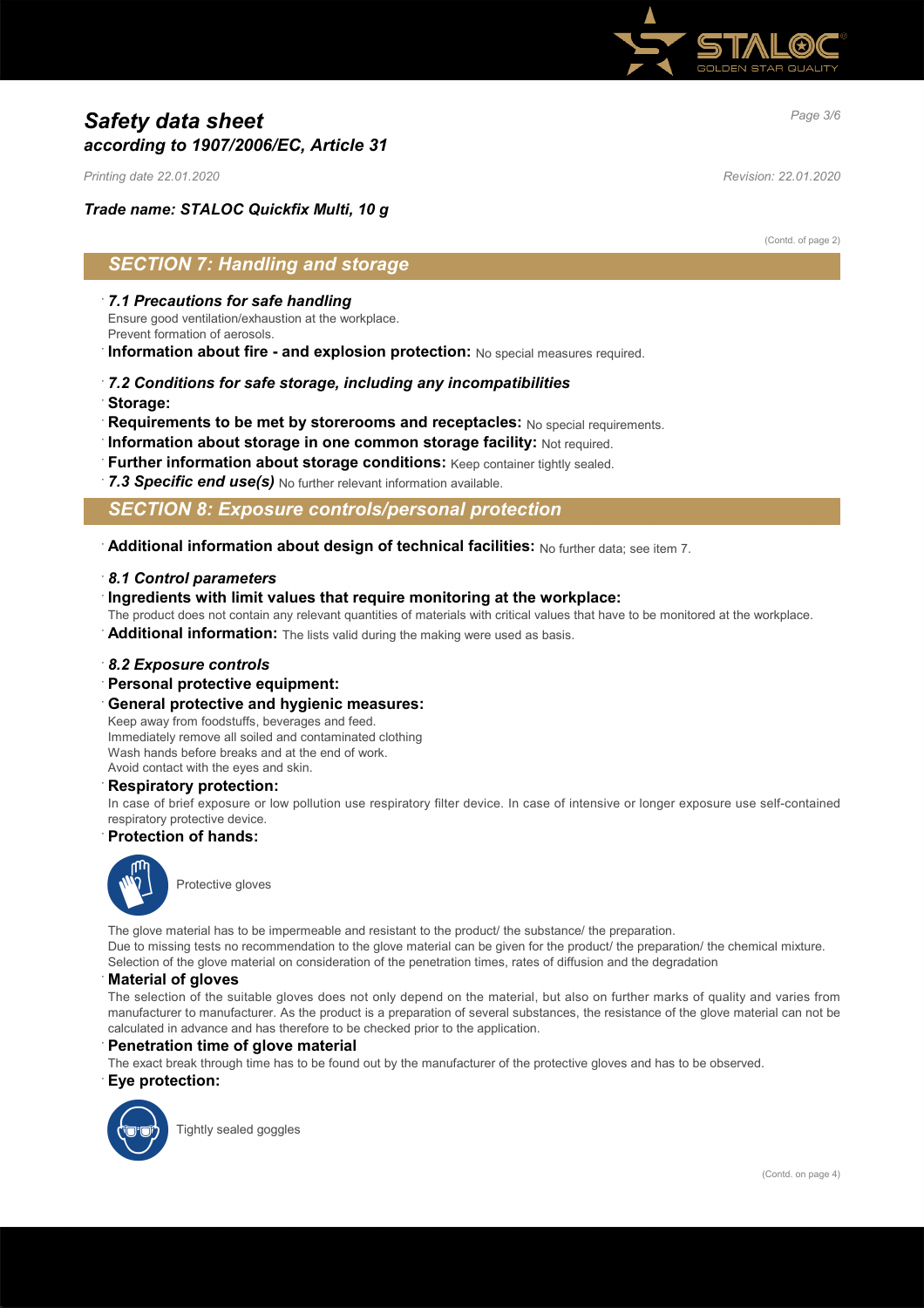# Safety data sheet
## according to 1907/2006/EC, Article 31

*Printing date 22.01.2020* *Revision: 22.01.2020*

***Trade name: STALOC Quickfix Multi, 10 g***

(Contd. of page 2)

## SECTION 7: Handling and storage

· ***7.1 Precautions for safe handling***
Ensure good ventilation/exhaustion at the workplace.
Prevent formation of aerosols.

· **Information about fire - and explosion protection:** No special measures required.

· ***7.2 Conditions for safe storage, including any incompatibilities***

· **Storage:**

· **Requirements to be met by storerooms and receptacles:** No special requirements.

· **Information about storage in one common storage facility:** Not required.

· **Further information about storage conditions:** Keep container tightly sealed.

· ***7.3 Specific end use(s)*** No further relevant information available.

## SECTION 8: Exposure controls/personal protection

· **Additional information about design of technical facilities:** No further data; see item 7.

· ***8.1 Control parameters***

· **Ingredients with limit values that require monitoring at the workplace:**
The product does not contain any relevant quantities of materials with critical values that have to be monitored at the workplace.

· **Additional information:** The lists valid during the making were used as basis.

· ***8.2 Exposure controls***

· **Personal protective equipment:**

· **General protective and hygienic measures:**
Keep away from foodstuffs, beverages and feed.
Immediately remove all soiled and contaminated clothing
Wash hands before breaks and at the end of work.
Avoid contact with the eyes and skin.

· **Respiratory protection:**
In case of brief exposure or low pollution use respiratory filter device. In case of intensive or longer exposure use self-contained respiratory protective device.

· **Protection of hands:**

Protective gloves

The glove material has to be impermeable and resistant to the product/ the substance/ the preparation.
Due to missing tests no recommendation to the glove material can be given for the product/ the preparation/ the chemical mixture.
Selection of the glove material on consideration of the penetration times, rates of diffusion and the degradation

· **Material of gloves**
The selection of the suitable gloves does not only depend on the material, but also on further marks of quality and varies from manufacturer to manufacturer. As the product is a preparation of several substances, the resistance of the glove material can not be calculated in advance and has therefore to be checked prior to the application.

· **Penetration time of glove material**
The exact break through time has to be found out by the manufacturer of the protective gloves and has to be observed.

· **Eye protection:**

Tightly sealed goggles

(Contd. on page 4)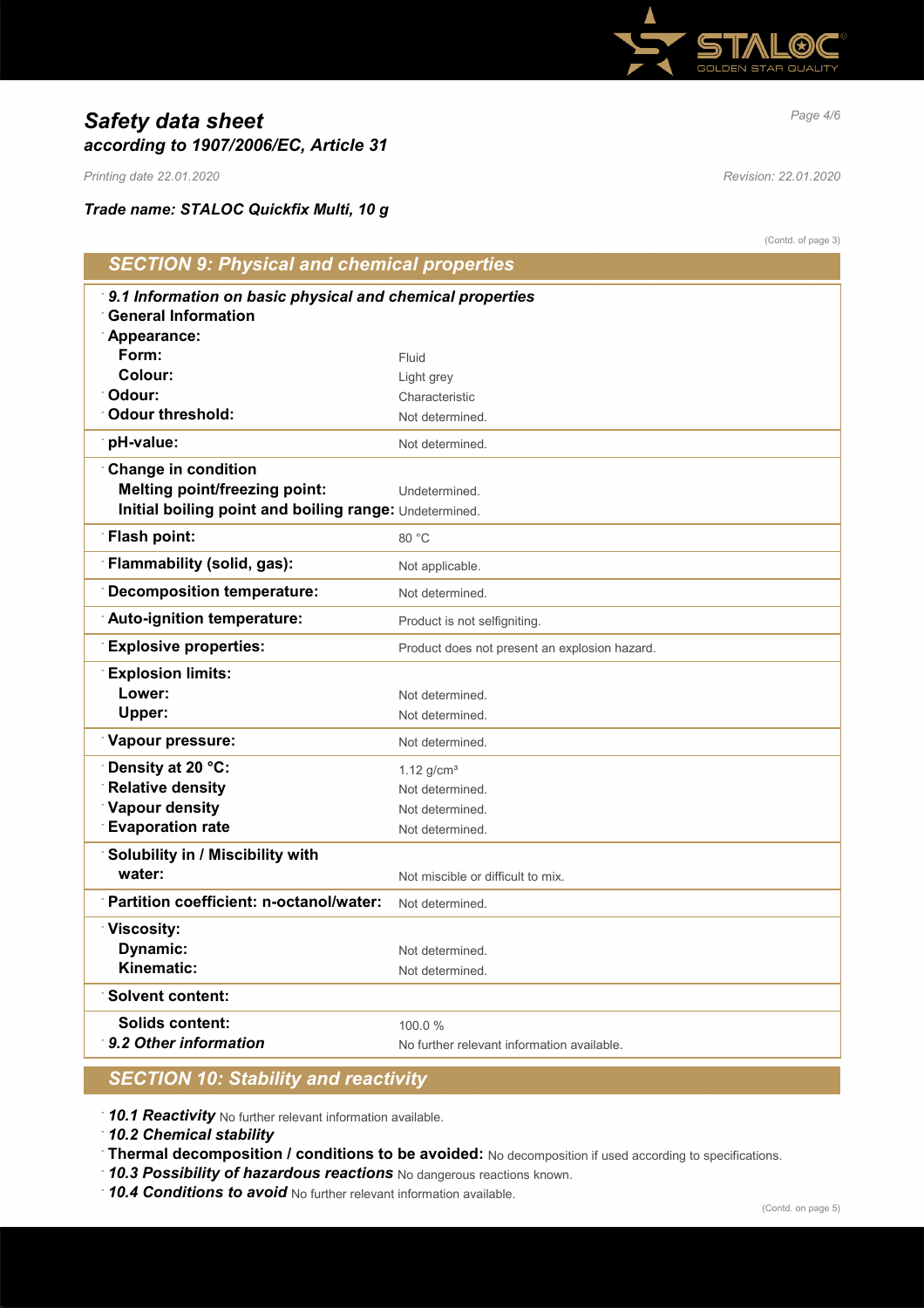# Safety data sheet
## according to 1907/2006/EC, Article 31

*Printing date 22.01.2020* *Revision: 22.01.2020*

***Trade name: STALOC Quickfix Multi, 10 g***

(Contd. of page 3)

## SECTION 9: Physical and chemical properties

| | |
|---|---|
| ***9.1 Information on basic physical and chemical properties*** | |
| **General Information** | |
| **Appearance:** | |
| **Form:** | Fluid |
| **Colour:** | Light grey |
| **Odour:** | Characteristic |
| **Odour threshold:** | Not determined. |
| **pH-value:** | Not determined. |
| **Change in condition** | |
| **Melting point/freezing point:** | Undetermined. |
| **Initial boiling point and boiling range:** | Undetermined. |
| **Flash point:** | 80 °C |
| **Flammability (solid, gas):** | Not applicable. |
| **Decomposition temperature:** | Not determined. |
| **Auto-ignition temperature:** | Product is not selfigniting. |
| **Explosive properties:** | Product does not present an explosion hazard. |
| **Explosion limits:** | |
| **Lower:** | Not determined. |
| **Upper:** | Not determined. |
| **Vapour pressure:** | Not determined. |
| **Density at 20 °C:** | 1.12 g/cm³ |
| **Relative density** | Not determined. |
| **Vapour density** | Not determined. |
| **Evaporation rate** | Not determined. |
| **Solubility in / Miscibility with water:** | Not miscible or difficult to mix. |
| **Partition coefficient: n-octanol/water:** | Not determined. |
| **Viscosity:** | |
| **Dynamic:** | Not determined. |
| **Kinematic:** | Not determined. |
| **Solvent content:** | |
| **Solids content:** | 100.0 % |
| ***9.2 Other information*** | No further relevant information available. |

## SECTION 10: Stability and reactivity

- ***10.1 Reactivity*** No further relevant information available.
- ***10.2 Chemical stability***
- **Thermal decomposition / conditions to be avoided:** No decomposition if used according to specifications.
- ***10.3 Possibility of hazardous reactions*** No dangerous reactions known.
- ***10.4 Conditions to avoid*** No further relevant information available.

(Contd. on page 5)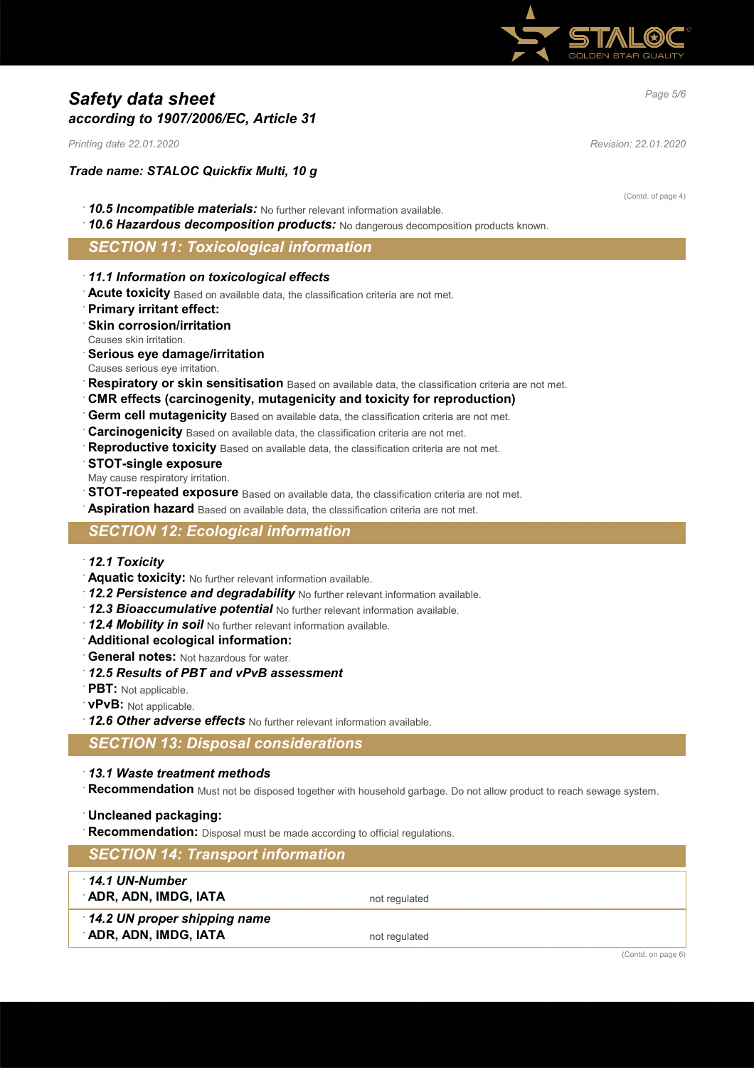# *Safety data sheet*
## *according to 1907/2006/EC, Article 31*

*Printing date 22.01.2020* *Revision: 22.01.2020*

***Trade name: STALOC Quickfix Multi, 10 g***

(Contd. of page 4)

· ***10.5 Incompatible materials:*** No further relevant information available.
· ***10.6 Hazardous decomposition products:*** No dangerous decomposition products known.

## *SECTION 11: Toxicological information*

· ***11.1 Information on toxicological effects***
· **Acute toxicity** Based on available data, the classification criteria are not met.
· **Primary irritant effect:**
· **Skin corrosion/irritation**
Causes skin irritation.
· **Serious eye damage/irritation**
Causes serious eye irritation.
· **Respiratory or skin sensitisation** Based on available data, the classification criteria are not met.
· **CMR effects (carcinogenity, mutagenicity and toxicity for reproduction)**
· **Germ cell mutagenicity** Based on available data, the classification criteria are not met.
· **Carcinogenicity** Based on available data, the classification criteria are not met.
· **Reproductive toxicity** Based on available data, the classification criteria are not met.
· **STOT-single exposure**
May cause respiratory irritation.
· **STOT-repeated exposure** Based on available data, the classification criteria are not met.
· **Aspiration hazard** Based on available data, the classification criteria are not met.

## *SECTION 12: Ecological information*

· ***12.1 Toxicity***
· **Aquatic toxicity:** No further relevant information available.
· ***12.2 Persistence and degradability*** No further relevant information available.
· ***12.3 Bioaccumulative potential*** No further relevant information available.
· ***12.4 Mobility in soil*** No further relevant information available.
· **Additional ecological information:**
· **General notes:** Not hazardous for water.
· ***12.5 Results of PBT and vPvB assessment***
· **PBT:** Not applicable.
· **vPvB:** Not applicable.
· ***12.6 Other adverse effects*** No further relevant information available.

## *SECTION 13: Disposal considerations*

· ***13.1 Waste treatment methods***
· **Recommendation** Must not be disposed together with household garbage. Do not allow product to reach sewage system.

· **Uncleaned packaging:**
· **Recommendation:** Disposal must be made according to official regulations.

## *SECTION 14: Transport information*

| | |
|---|---|
| · ***14.1 UN-Number*** | |
| · **ADR, ADN, IMDG, IATA** | not regulated |
| · ***14.2 UN proper shipping name*** | |
| · **ADR, ADN, IMDG, IATA** | not regulated |

(Contd. on page 6)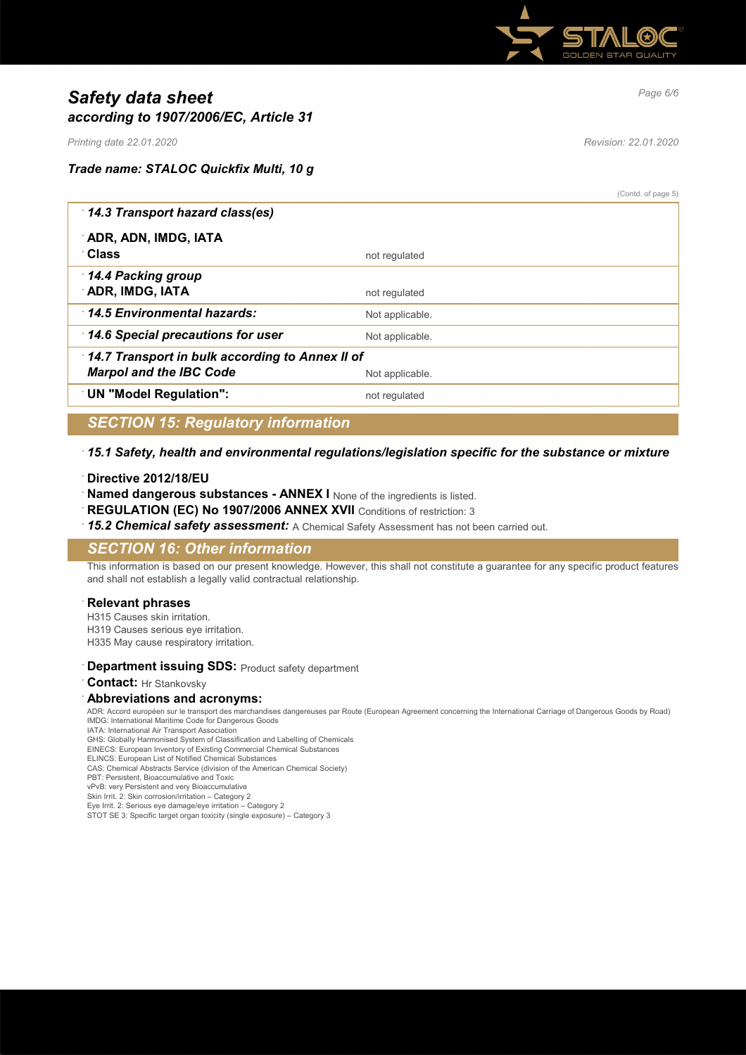(Contd. of page 5)

| | |
|---|---|
| **14.3 Transport hazard class(es)** | |
| **ADR, ADN, IMDG, IATA** | |
| **Class** | not regulated |
| **14.4 Packing group** | |
| **ADR, IMDG, IATA** | not regulated |
| **14.5 Environmental hazards:** | Not applicable. |
| **14.6 Special precautions for user** | Not applicable. |
| **14.7 Transport in bulk according to Annex II of Marpol and the IBC Code** | Not applicable. |
| **UN "Model Regulation":** | not regulated |

## SECTION 15: Regulatory information

***15.1 Safety, health and environmental regulations/legislation specific for the substance or mixture***

**Directive 2012/18/EU**

**Named dangerous substances - ANNEX I** None of the ingredients is listed.

**REGULATION (EC) No 1907/2006 ANNEX XVII** Conditions of restriction: 3

***15.2 Chemical safety assessment:*** A Chemical Safety Assessment has not been carried out.

## SECTION 16: Other information

This information is based on our present knowledge. However, this shall not constitute a guarantee for any specific product features and shall not establish a legally valid contractual relationship.

**Relevant phrases**

H315 Causes skin irritation.
H319 Causes serious eye irritation.
H335 May cause respiratory irritation.

**Department issuing SDS:** Product safety department

**Contact:** Hr Stankovsky

**Abbreviations and acronyms:**

ADR: Accord européen sur le transport des marchandises dangereuses par Route (European Agreement concerning the International Carriage of Dangerous Goods by Road)
IMDG: International Maritime Code for Dangerous Goods
IATA: International Air Transport Association
GHS: Globally Harmonised System of Classification and Labelling of Chemicals
EINECS: European Inventory of Existing Commercial Chemical Substances
ELINCS: European List of Notified Chemical Substances
CAS: Chemical Abstracts Service (division of the American Chemical Society)
PBT: Persistent, Bioaccumulative and Toxic
vPvB: very Persistent and very Bioaccumulative
Skin Irrit. 2: Skin corrosion/irritation – Category 2
Eye Irrit. 2: Serious eye damage/eye irritation – Category 2
STOT SE 3: Specific target organ toxicity (single exposure) – Category 3